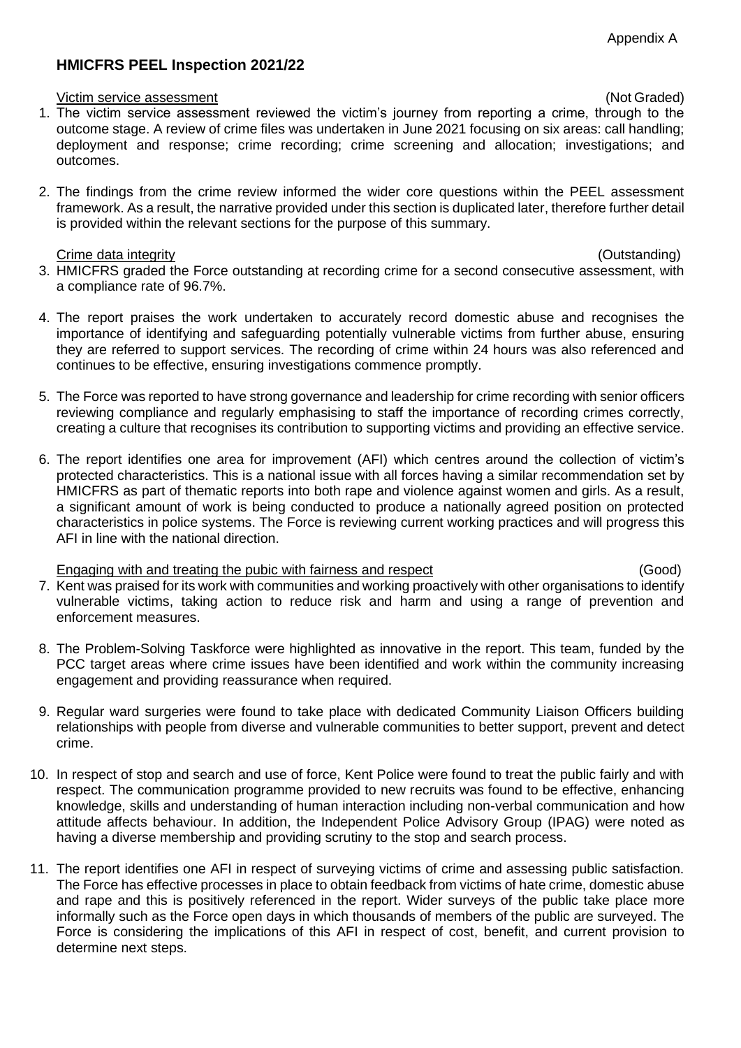Appendix A

## HMICFRS PEEL Inspection 2021/22

Victim service assessment (Not Graded)

1. The victim service assessment reviewed the victim's journey from reporting a crime, through to the outcome stage. A review of crime files was undertaken in June 2021 focusing on six areas: call handling; deployment and response; crime recording; crime screening and allocation; investigations; and outcomes.

2. The findings from the crime review informed the wider core questions within the PEEL assessment framework. As a result, the narrative provided under this section is duplicated later, therefore further detail is provided within the relevant sections for the purpose of this summary.

Crime data integrity (Outstanding)

3. HMICFRS graded the Force outstanding at recording crime for a second consecutive assessment, with a compliance rate of 96.7%.

4. The report praises the work undertaken to accurately record domestic abuse and recognises the importance of identifying and safeguarding potentially vulnerable victims from further abuse, ensuring they are referred to support services. The recording of crime within 24 hours was also referenced and continues to be effective, ensuring investigations commence promptly.

5. The Force was reported to have strong governance and leadership for crime recording with senior officers reviewing compliance and regularly emphasising to staff the importance of recording crimes correctly, creating a culture that recognises its contribution to supporting victims and providing an effective service.

6. The report identifies one area for improvement (AFI) which centres around the collection of victim's protected characteristics. This is a national issue with all forces having a similar recommendation set by HMICFRS as part of thematic reports into both rape and violence against women and girls. As a result, a significant amount of work is being conducted to produce a nationally agreed position on protected characteristics in police systems. The Force is reviewing current working practices and will progress this AFI in line with the national direction.

Engaging with and treating the pubic with fairness and respect (Good)

7. Kent was praised for its work with communities and working proactively with other organisations to identify vulnerable victims, taking action to reduce risk and harm and using a range of prevention and enforcement measures.

8. The Problem-Solving Taskforce were highlighted as innovative in the report. This team, funded by the PCC target areas where crime issues have been identified and work within the community increasing engagement and providing reassurance when required.

9. Regular ward surgeries were found to take place with dedicated Community Liaison Officers building relationships with people from diverse and vulnerable communities to better support, prevent and detect crime.

10. In respect of stop and search and use of force, Kent Police were found to treat the public fairly and with respect. The communication programme provided to new recruits was found to be effective, enhancing knowledge, skills and understanding of human interaction including non-verbal communication and how attitude affects behaviour. In addition, the Independent Police Advisory Group (IPAG) were noted as having a diverse membership and providing scrutiny to the stop and search process.

11. The report identifies one AFI in respect of surveying victims of crime and assessing public satisfaction. The Force has effective processes in place to obtain feedback from victims of hate crime, domestic abuse and rape and this is positively referenced in the report. Wider surveys of the public take place more informally such as the Force open days in which thousands of members of the public are surveyed. The Force is considering the implications of this AFI in respect of cost, benefit, and current provision to determine next steps.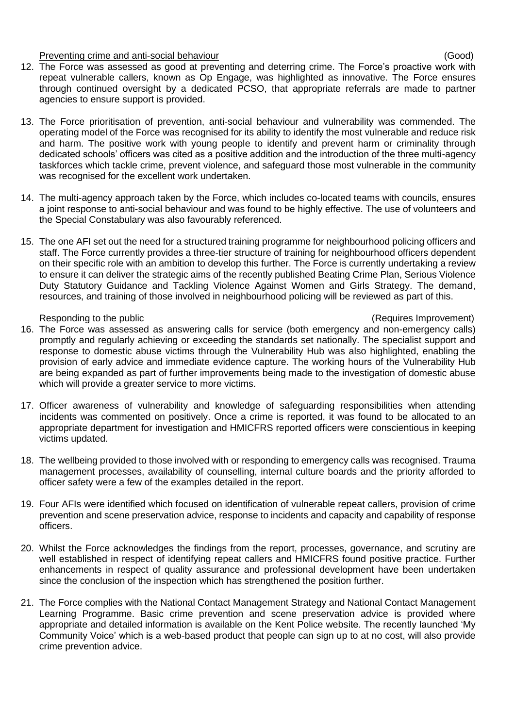Preventing crime and anti-social behaviour (Good)

12. The Force was assessed as good at preventing and deterring crime. The Force's proactive work with repeat vulnerable callers, known as Op Engage, was highlighted as innovative. The Force ensures through continued oversight by a dedicated PCSO, that appropriate referrals are made to partner agencies to ensure support is provided.

13. The Force prioritisation of prevention, anti-social behaviour and vulnerability was commended. The operating model of the Force was recognised for its ability to identify the most vulnerable and reduce risk and harm. The positive work with young people to identify and prevent harm or criminality through dedicated schools' officers was cited as a positive addition and the introduction of the three multi-agency taskforces which tackle crime, prevent violence, and safeguard those most vulnerable in the community was recognised for the excellent work undertaken.

14. The multi-agency approach taken by the Force, which includes co-located teams with councils, ensures a joint response to anti-social behaviour and was found to be highly effective. The use of volunteers and the Special Constabulary was also favourably referenced.

15. The one AFI set out the need for a structured training programme for neighbourhood policing officers and staff. The Force currently provides a three-tier structure of training for neighbourhood officers dependent on their specific role with an ambition to develop this further. The Force is currently undertaking a review to ensure it can deliver the strategic aims of the recently published Beating Crime Plan, Serious Violence Duty Statutory Guidance and Tackling Violence Against Women and Girls Strategy. The demand, resources, and training of those involved in neighbourhood policing will be reviewed as part of this.

Responding to the public (Requires Improvement)

16. The Force was assessed as answering calls for service (both emergency and non-emergency calls) promptly and regularly achieving or exceeding the standards set nationally. The specialist support and response to domestic abuse victims through the Vulnerability Hub was also highlighted, enabling the provision of early advice and immediate evidence capture. The working hours of the Vulnerability Hub are being expanded as part of further improvements being made to the investigation of domestic abuse which will provide a greater service to more victims.

17. Officer awareness of vulnerability and knowledge of safeguarding responsibilities when attending incidents was commented on positively. Once a crime is reported, it was found to be allocated to an appropriate department for investigation and HMICFRS reported officers were conscientious in keeping victims updated.

18. The wellbeing provided to those involved with or responding to emergency calls was recognised. Trauma management processes, availability of counselling, internal culture boards and the priority afforded to officer safety were a few of the examples detailed in the report.

19. Four AFIs were identified which focused on identification of vulnerable repeat callers, provision of crime prevention and scene preservation advice, response to incidents and capacity and capability of response officers.

20. Whilst the Force acknowledges the findings from the report, processes, governance, and scrutiny are well established in respect of identifying repeat callers and HMICFRS found positive practice. Further enhancements in respect of quality assurance and professional development have been undertaken since the conclusion of the inspection which has strengthened the position further.

21. The Force complies with the National Contact Management Strategy and National Contact Management Learning Programme. Basic crime prevention and scene preservation advice is provided where appropriate and detailed information is available on the Kent Police website. The recently launched 'My Community Voice' which is a web-based product that people can sign up to at no cost, will also provide crime prevention advice.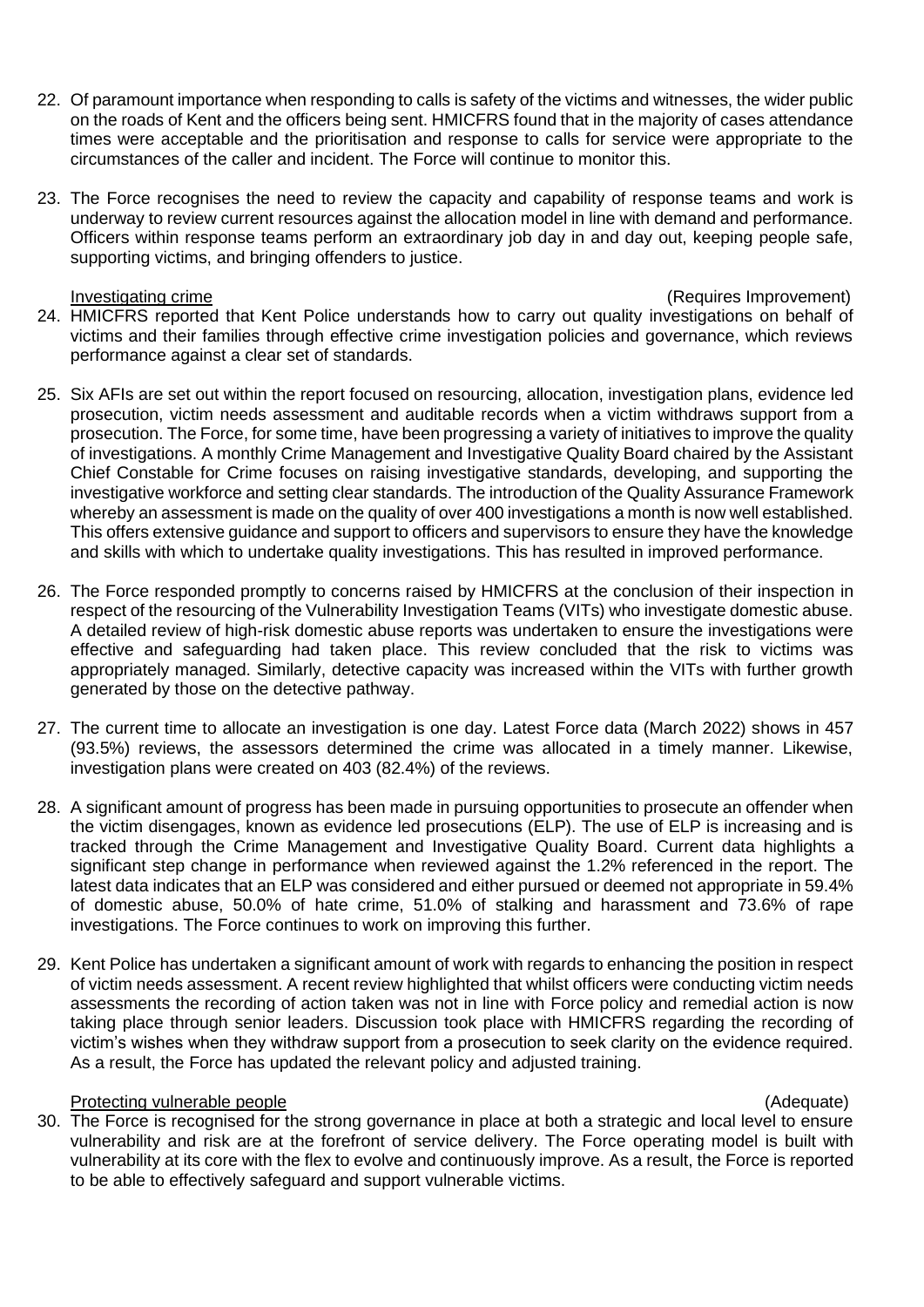22. Of paramount importance when responding to calls is safety of the victims and witnesses, the wider public on the roads of Kent and the officers being sent. HMICFRS found that in the majority of cases attendance times were acceptable and the prioritisation and response to calls for service were appropriate to the circumstances of the caller and incident. The Force will continue to monitor this.

23. The Force recognises the need to review the capacity and capability of response teams and work is underway to review current resources against the allocation model in line with demand and performance. Officers within response teams perform an extraordinary job day in and day out, keeping people safe, supporting victims, and bringing offenders to justice.

Investigating crime (Requires Improvement)

24. HMICFRS reported that Kent Police understands how to carry out quality investigations on behalf of victims and their families through effective crime investigation policies and governance, which reviews performance against a clear set of standards.

25. Six AFIs are set out within the report focused on resourcing, allocation, investigation plans, evidence led prosecution, victim needs assessment and auditable records when a victim withdraws support from a prosecution. The Force, for some time, have been progressing a variety of initiatives to improve the quality of investigations. A monthly Crime Management and Investigative Quality Board chaired by the Assistant Chief Constable for Crime focuses on raising investigative standards, developing, and supporting the investigative workforce and setting clear standards. The introduction of the Quality Assurance Framework whereby an assessment is made on the quality of over 400 investigations a month is now well established. This offers extensive guidance and support to officers and supervisors to ensure they have the knowledge and skills with which to undertake quality investigations. This has resulted in improved performance.

26. The Force responded promptly to concerns raised by HMICFRS at the conclusion of their inspection in respect of the resourcing of the Vulnerability Investigation Teams (VITs) who investigate domestic abuse. A detailed review of high-risk domestic abuse reports was undertaken to ensure the investigations were effective and safeguarding had taken place. This review concluded that the risk to victims was appropriately managed. Similarly, detective capacity was increased within the VITs with further growth generated by those on the detective pathway.

27. The current time to allocate an investigation is one day. Latest Force data (March 2022) shows in 457 (93.5%) reviews, the assessors determined the crime was allocated in a timely manner. Likewise, investigation plans were created on 403 (82.4%) of the reviews.

28. A significant amount of progress has been made in pursuing opportunities to prosecute an offender when the victim disengages, known as evidence led prosecutions (ELP). The use of ELP is increasing and is tracked through the Crime Management and Investigative Quality Board. Current data highlights a significant step change in performance when reviewed against the 1.2% referenced in the report. The latest data indicates that an ELP was considered and either pursued or deemed not appropriate in 59.4% of domestic abuse, 50.0% of hate crime, 51.0% of stalking and harassment and 73.6% of rape investigations. The Force continues to work on improving this further.

29. Kent Police has undertaken a significant amount of work with regards to enhancing the position in respect of victim needs assessment. A recent review highlighted that whilst officers were conducting victim needs assessments the recording of action taken was not in line with Force policy and remedial action is now taking place through senior leaders. Discussion took place with HMICFRS regarding the recording of victim's wishes when they withdraw support from a prosecution to seek clarity on the evidence required. As a result, the Force has updated the relevant policy and adjusted training.

Protecting vulnerable people (Adequate)

30. The Force is recognised for the strong governance in place at both a strategic and local level to ensure vulnerability and risk are at the forefront of service delivery. The Force operating model is built with vulnerability at its core with the flex to evolve and continuously improve. As a result, the Force is reported to be able to effectively safeguard and support vulnerable victims.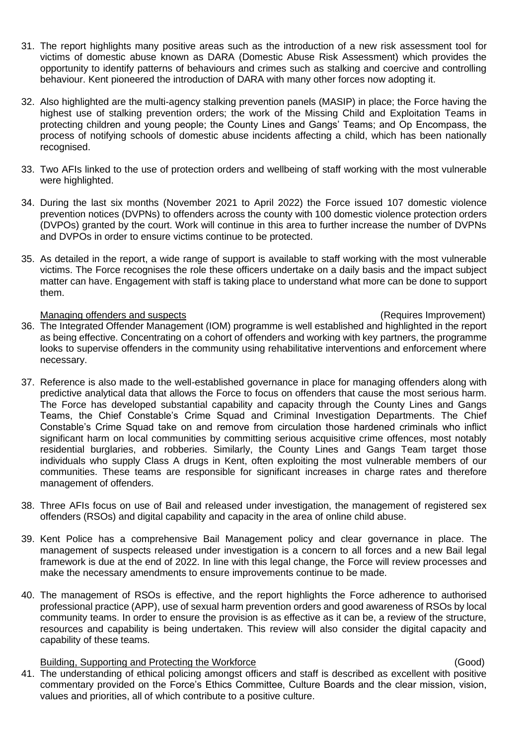31. The report highlights many positive areas such as the introduction of a new risk assessment tool for victims of domestic abuse known as DARA (Domestic Abuse Risk Assessment) which provides the opportunity to identify patterns of behaviours and crimes such as stalking and coercive and controlling behaviour. Kent pioneered the introduction of DARA with many other forces now adopting it.

32. Also highlighted are the multi-agency stalking prevention panels (MASIP) in place; the Force having the highest use of stalking prevention orders; the work of the Missing Child and Exploitation Teams in protecting children and young people; the County Lines and Gangs' Teams; and Op Encompass, the process of notifying schools of domestic abuse incidents affecting a child, which has been nationally recognised.

33. Two AFIs linked to the use of protection orders and wellbeing of staff working with the most vulnerable were highlighted.

34. During the last six months (November 2021 to April 2022) the Force issued 107 domestic violence prevention notices (DVPNs) to offenders across the county with 100 domestic violence protection orders (DVPOs) granted by the court. Work will continue in this area to further increase the number of DVPNs and DVPOs in order to ensure victims continue to be protected.

35. As detailed in the report, a wide range of support is available to staff working with the most vulnerable victims. The Force recognises the role these officers undertake on a daily basis and the impact subject matter can have. Engagement with staff is taking place to understand what more can be done to support them.

<u>Managing offenders and suspects</u> (Requires Improvement)

36. The Integrated Offender Management (IOM) programme is well established and highlighted in the report as being effective. Concentrating on a cohort of offenders and working with key partners, the programme looks to supervise offenders in the community using rehabilitative interventions and enforcement where necessary.

37. Reference is also made to the well-established governance in place for managing offenders along with predictive analytical data that allows the Force to focus on offenders that cause the most serious harm. The Force has developed substantial capability and capacity through the County Lines and Gangs Teams, the Chief Constable's Crime Squad and Criminal Investigation Departments. The Chief Constable's Crime Squad take on and remove from circulation those hardened criminals who inflict significant harm on local communities by committing serious acquisitive crime offences, most notably residential burglaries, and robberies. Similarly, the County Lines and Gangs Team target those individuals who supply Class A drugs in Kent, often exploiting the most vulnerable members of our communities. These teams are responsible for significant increases in charge rates and therefore management of offenders.

38. Three AFIs focus on use of Bail and released under investigation, the management of registered sex offenders (RSOs) and digital capability and capacity in the area of online child abuse.

39. Kent Police has a comprehensive Bail Management policy and clear governance in place. The management of suspects released under investigation is a concern to all forces and a new Bail legal framework is due at the end of 2022. In line with this legal change, the Force will review processes and make the necessary amendments to ensure improvements continue to be made.

40. The management of RSOs is effective, and the report highlights the Force adherence to authorised professional practice (APP), use of sexual harm prevention orders and good awareness of RSOs by local community teams. In order to ensure the provision is as effective as it can be, a review of the structure, resources and capability is being undertaken. This review will also consider the digital capacity and capability of these teams.

<u>Building, Supporting and Protecting the Workforce</u> (Good)

41. The understanding of ethical policing amongst officers and staff is described as excellent with positive commentary provided on the Force's Ethics Committee, Culture Boards and the clear mission, vision, values and priorities, all of which contribute to a positive culture.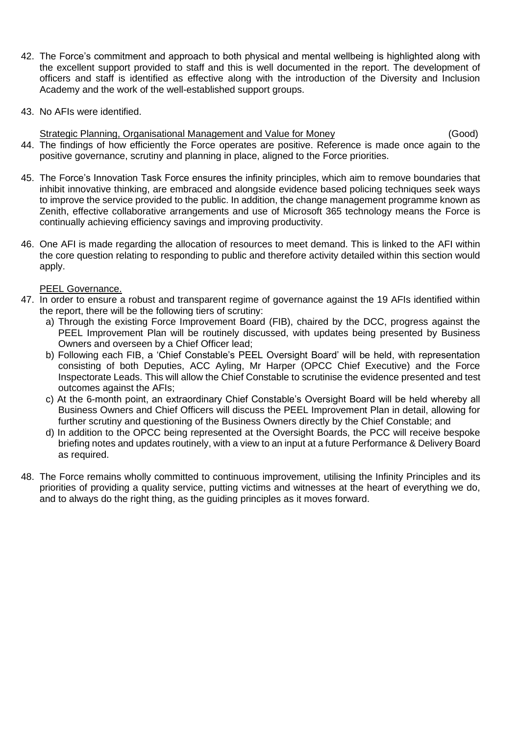42. The Force's commitment and approach to both physical and mental wellbeing is highlighted along with the excellent support provided to staff and this is well documented in the report. The development of officers and staff is identified as effective along with the introduction of the Diversity and Inclusion Academy and the work of the well-established support groups.

43. No AFIs were identified.

<u>Strategic Planning, Organisational Management and Value for Money</u> (Good)

44. The findings of how efficiently the Force operates are positive. Reference is made once again to the positive governance, scrutiny and planning in place, aligned to the Force priorities.

45. The Force's Innovation Task Force ensures the infinity principles, which aim to remove boundaries that inhibit innovative thinking, are embraced and alongside evidence based policing techniques seek ways to improve the service provided to the public. In addition, the change management programme known as Zenith, effective collaborative arrangements and use of Microsoft 365 technology means the Force is continually achieving efficiency savings and improving productivity.

46. One AFI is made regarding the allocation of resources to meet demand. This is linked to the AFI within the core question relating to responding to public and therefore activity detailed within this section would apply.

<u>PEEL Governance.</u>

47. In order to ensure a robust and transparent regime of governance against the 19 AFIs identified within the report, there will be the following tiers of scrutiny:
    a) Through the existing Force Improvement Board (FIB), chaired by the DCC, progress against the PEEL Improvement Plan will be routinely discussed, with updates being presented by Business Owners and overseen by a Chief Officer lead;
    b) Following each FIB, a 'Chief Constable's PEEL Oversight Board' will be held, with representation consisting of both Deputies, ACC Ayling, Mr Harper (OPCC Chief Executive) and the Force Inspectorate Leads. This will allow the Chief Constable to scrutinise the evidence presented and test outcomes against the AFIs;
    c) At the 6-month point, an extraordinary Chief Constable's Oversight Board will be held whereby all Business Owners and Chief Officers will discuss the PEEL Improvement Plan in detail, allowing for further scrutiny and questioning of the Business Owners directly by the Chief Constable; and
    d) In addition to the OPCC being represented at the Oversight Boards, the PCC will receive bespoke briefing notes and updates routinely, with a view to an input at a future Performance & Delivery Board as required.

48. The Force remains wholly committed to continuous improvement, utilising the Infinity Principles and its priorities of providing a quality service, putting victims and witnesses at the heart of everything we do, and to always do the right thing, as the guiding principles as it moves forward.